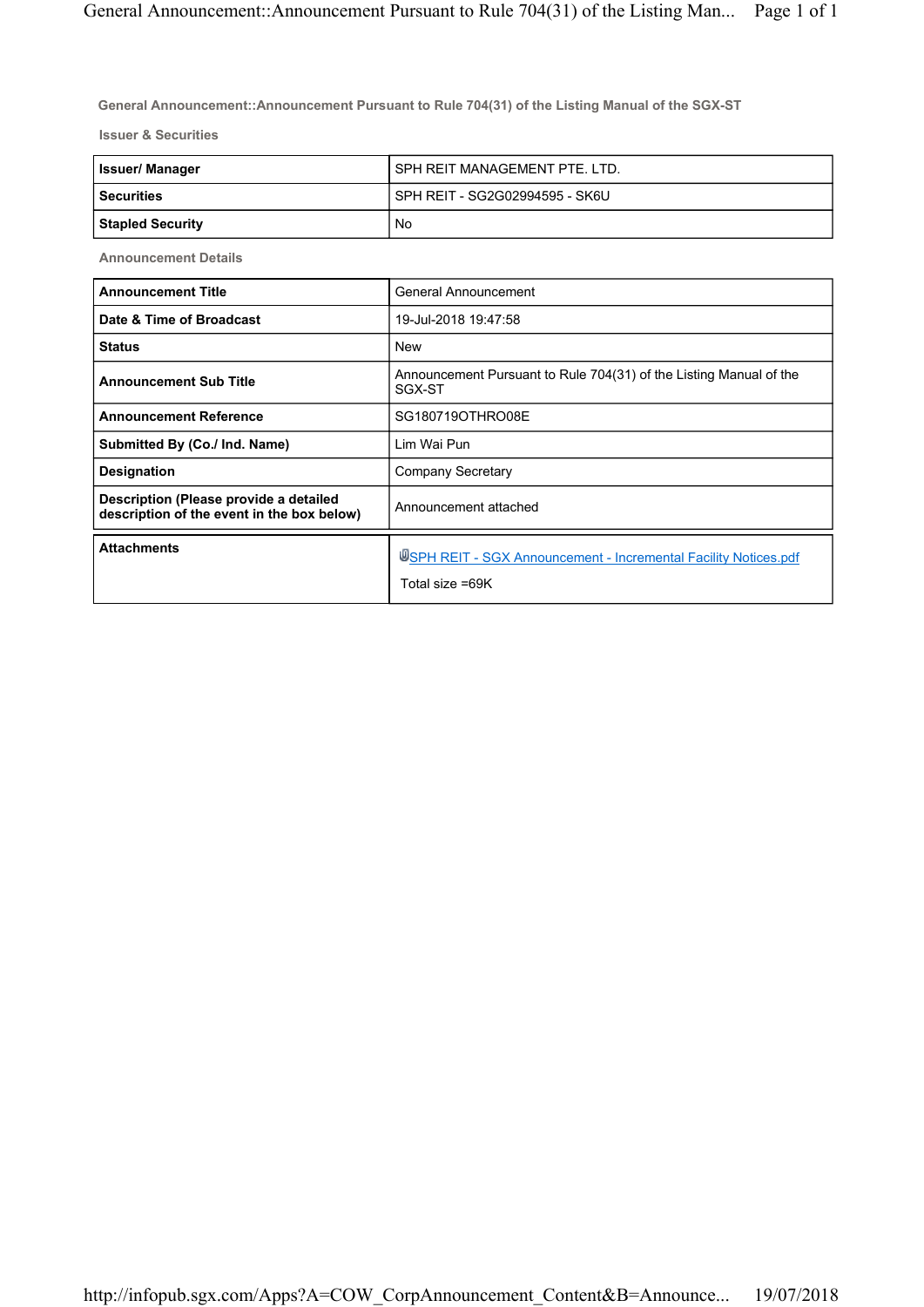## General Announcement::Announcement Pursuant to Rule 704(31) of the Listing Manual of the SGX-ST

### Issuer & Securities

| | |
|---|---|
| **Issuer/ Manager** | SPH REIT MANAGEMENT PTE. LTD. |
| **Securities** | SPH REIT - SG2G02994595 - SK6U |
| **Stapled Security** | No |

### Announcement Details

| | |
|---|---|
| **Announcement Title** | General Announcement |
| **Date & Time of Broadcast** | 19-Jul-2018 19:47:58 |
| **Status** | New |
| **Announcement Sub Title** | Announcement Pursuant to Rule 704(31) of the Listing Manual of the SGX-ST |
| **Announcement Reference** | SG180719OTHRO08E |
| **Submitted By (Co./ Ind. Name)** | Lim Wai Pun |
| **Designation** | Company Secretary |
| **Description (Please provide a detailed description of the event in the box below)** | Announcement attached |

| | |
|---|---|
| **Attachments** | SPH REIT - SGX Announcement - Incremental Facility Notices.pdf<br>Total size =69K |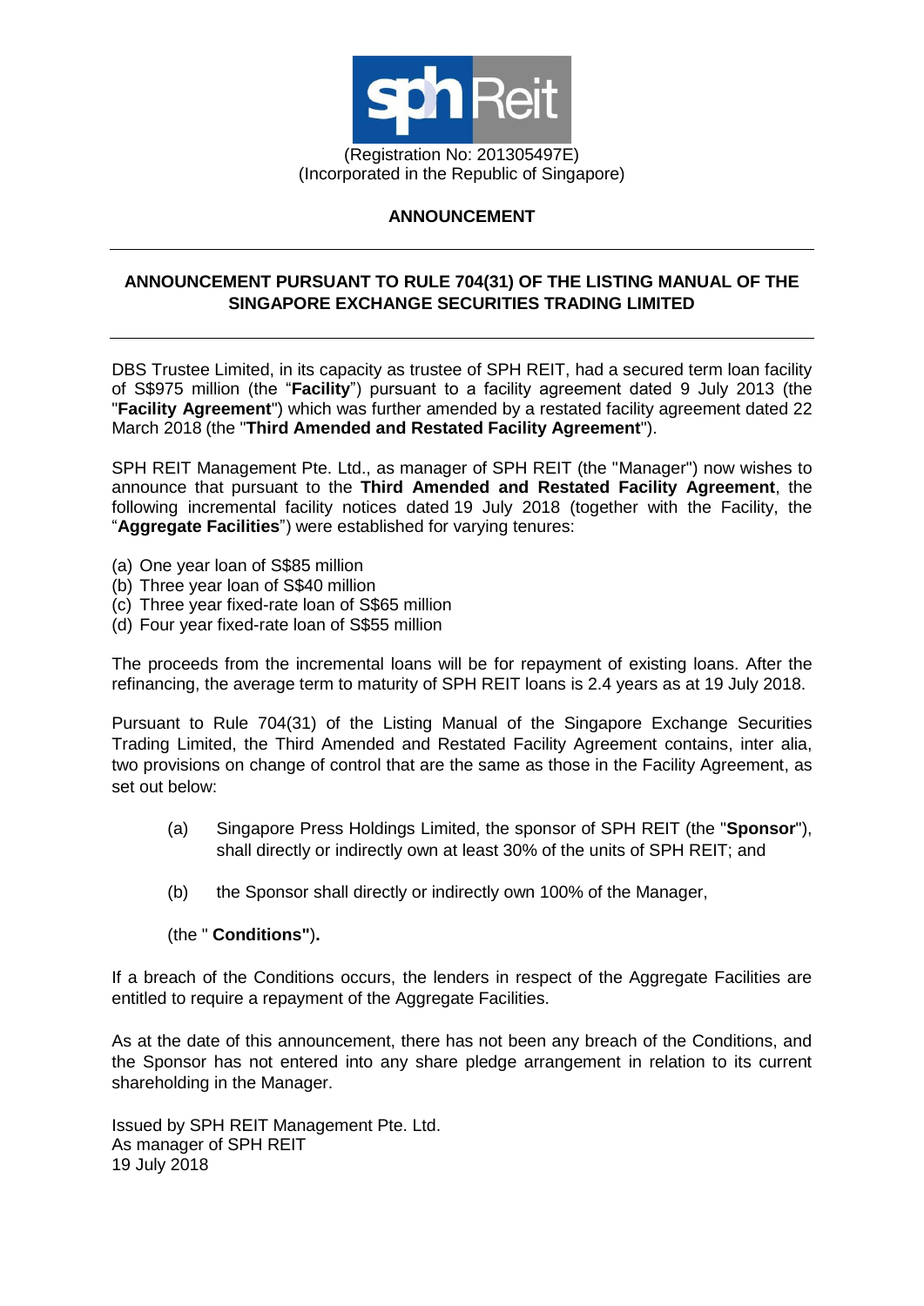(Registration No: 201305497E)
(Incorporated in the Republic of Singapore)

## ANNOUNCEMENT

---

### ANNOUNCEMENT PURSUANT TO RULE 704(31) OF THE LISTING MANUAL OF THE SINGAPORE EXCHANGE SECURITIES TRADING LIMITED

---

DBS Trustee Limited, in its capacity as trustee of SPH REIT, had a secured term loan facility of S$975 million (the "**Facility**") pursuant to a facility agreement dated 9 July 2013 (the "**Facility Agreement**") which was further amended by a restated facility agreement dated 22 March 2018 (the "**Third Amended and Restated Facility Agreement**").

SPH REIT Management Pte. Ltd., as manager of SPH REIT (the "Manager") now wishes to announce that pursuant to the **Third Amended and Restated Facility Agreement**, the following incremental facility notices dated 19 July 2018 (together with the Facility, the "**Aggregate Facilities**") were established for varying tenures:

(a) One year loan of S$85 million
(b) Three year loan of S$40 million
(c) Three year fixed-rate loan of S$65 million
(d) Four year fixed-rate loan of S$55 million

The proceeds from the incremental loans will be for repayment of existing loans. After the refinancing, the average term to maturity of SPH REIT loans is 2.4 years as at 19 July 2018.

Pursuant to Rule 704(31) of the Listing Manual of the Singapore Exchange Securities Trading Limited, the Third Amended and Restated Facility Agreement contains, inter alia, two provisions on change of control that are the same as those in the Facility Agreement, as set out below:

(a) Singapore Press Holdings Limited, the sponsor of SPH REIT (the "**Sponsor**"), shall directly or indirectly own at least 30% of the units of SPH REIT; and

(b) the Sponsor shall directly or indirectly own 100% of the Manager,

(the " **Conditions"**)**.**

If a breach of the Conditions occurs, the lenders in respect of the Aggregate Facilities are entitled to require a repayment of the Aggregate Facilities.

As at the date of this announcement, there has not been any breach of the Conditions, and the Sponsor has not entered into any share pledge arrangement in relation to its current shareholding in the Manager.

Issued by SPH REIT Management Pte. Ltd.
As manager of SPH REIT
19 July 2018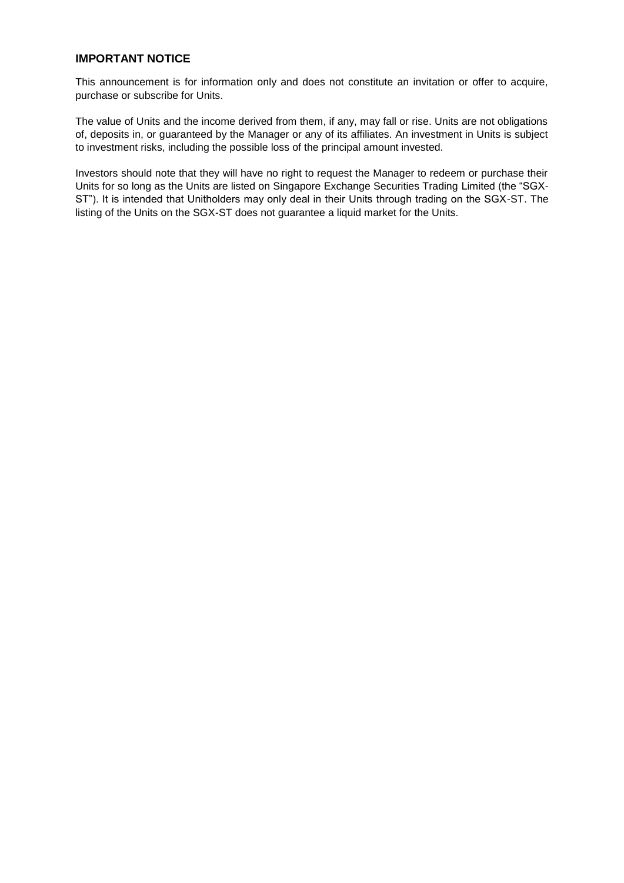## IMPORTANT NOTICE

This announcement is for information only and does not constitute an invitation or offer to acquire, purchase or subscribe for Units.

The value of Units and the income derived from them, if any, may fall or rise. Units are not obligations of, deposits in, or guaranteed by the Manager or any of its affiliates. An investment in Units is subject to investment risks, including the possible loss of the principal amount invested.

Investors should note that they will have no right to request the Manager to redeem or purchase their Units for so long as the Units are listed on Singapore Exchange Securities Trading Limited (the "SGX-ST"). It is intended that Unitholders may only deal in their Units through trading on the SGX-ST. The listing of the Units on the SGX-ST does not guarantee a liquid market for the Units.